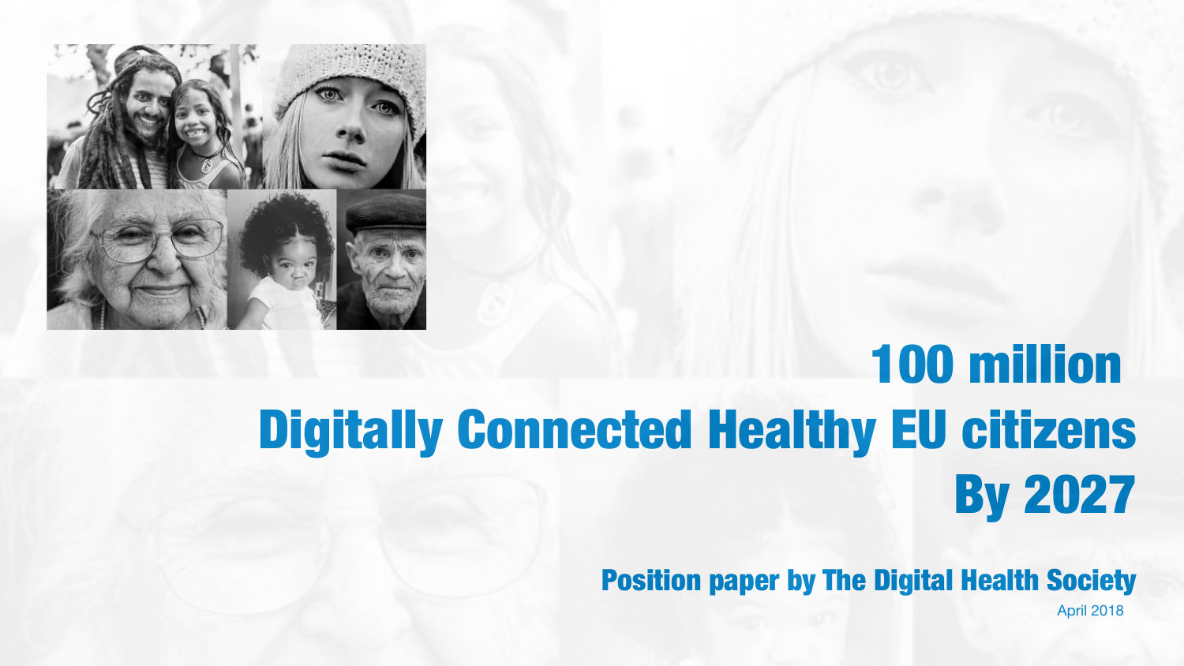# 100 million Digitally Connected Healthy EU citizens By 2027

## Position paper by The Digital Health Society

April 2018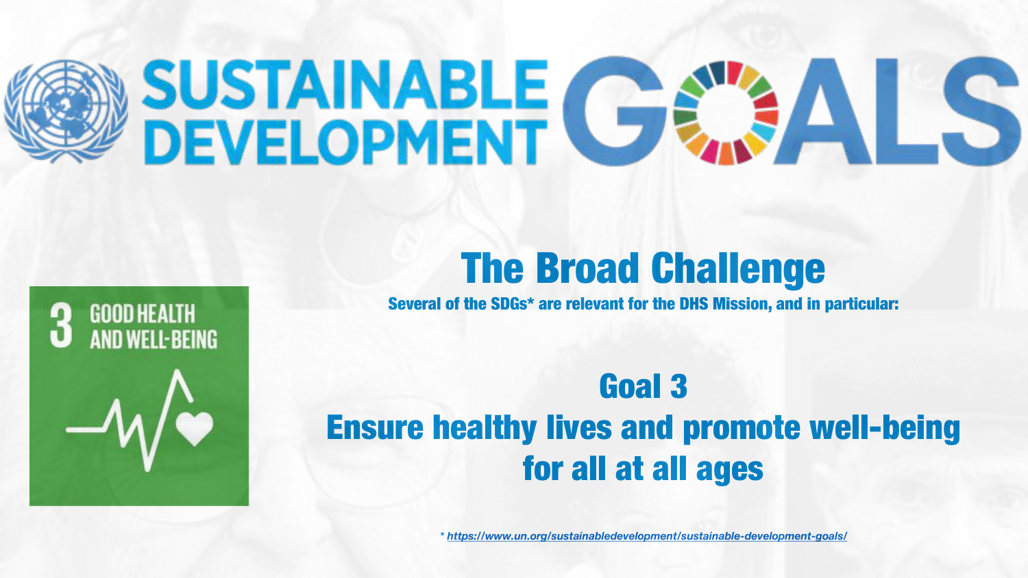# SUSTAINABLE DEVELOPMENT GOALS

## The Broad Challenge

**Several of the SDGs* are relevant for the DHS Mission, and in particular:**

3 GOOD HEALTH AND WELL-BEING

## Goal 3
## Ensure healthy lives and promote well-being for all at all ages

* https://www.un.org/sustainabledevelopment/sustainable-development-goals/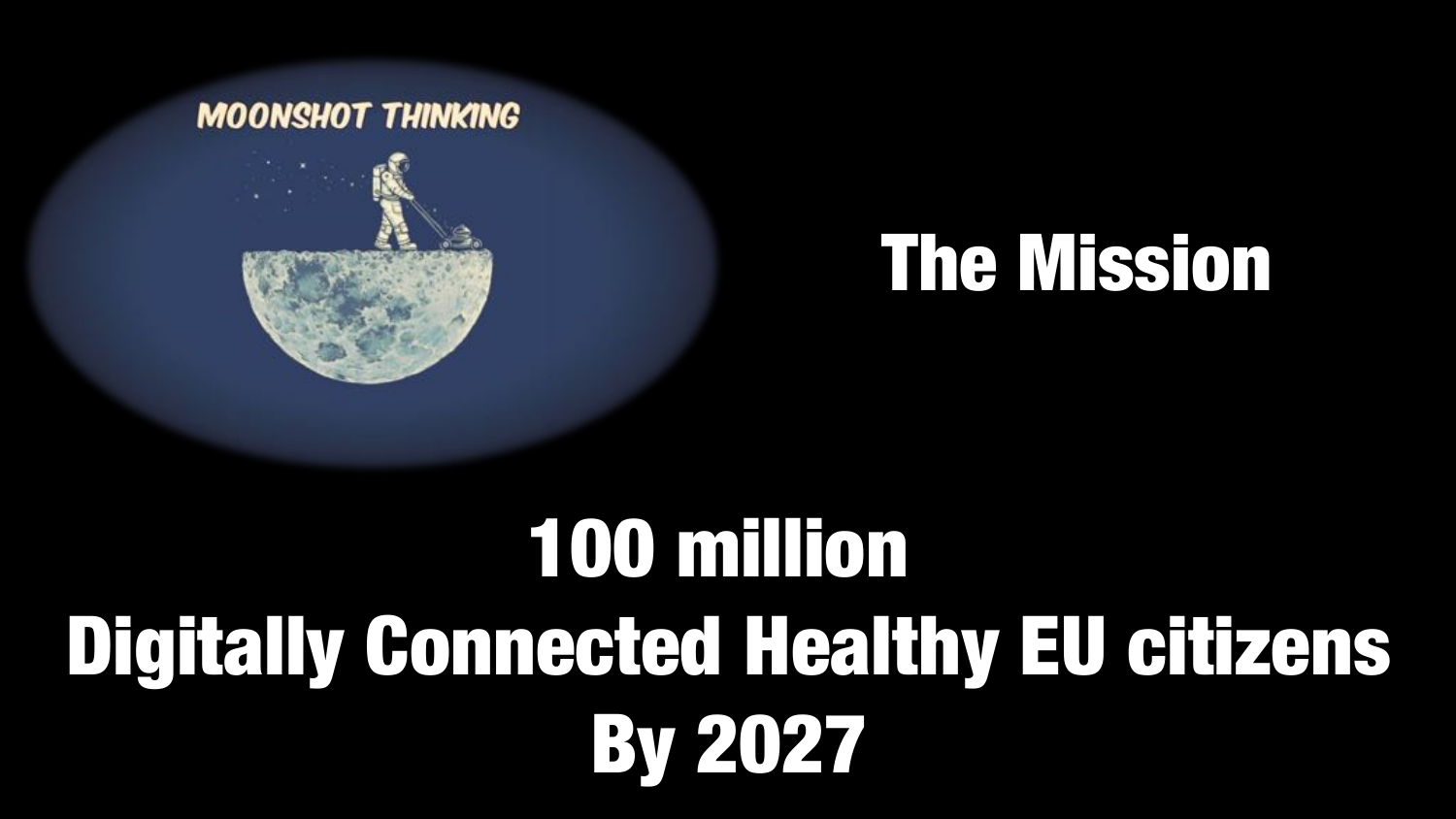MOONSHOT THINKING

## The Mission

# 100 million
# Digitally Connected Healthy EU citizens
# By 2027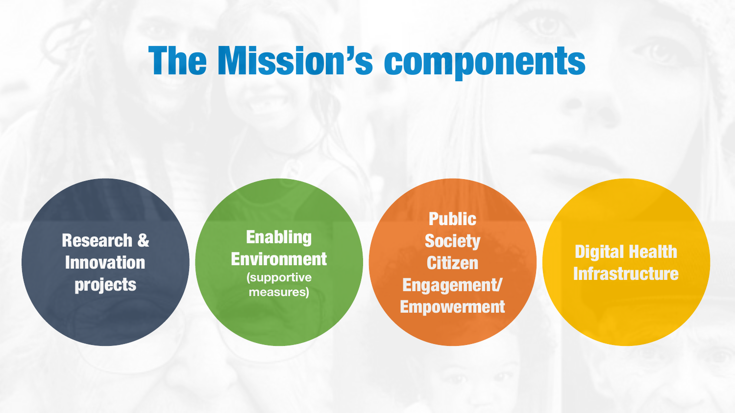# The Mission's components

- **Research & Innovation projects**
- **Enabling Environment** (supportive measures)
- **Public Society Citizen Engagement/ Empowerment**
- **Digital Health Infrastructure**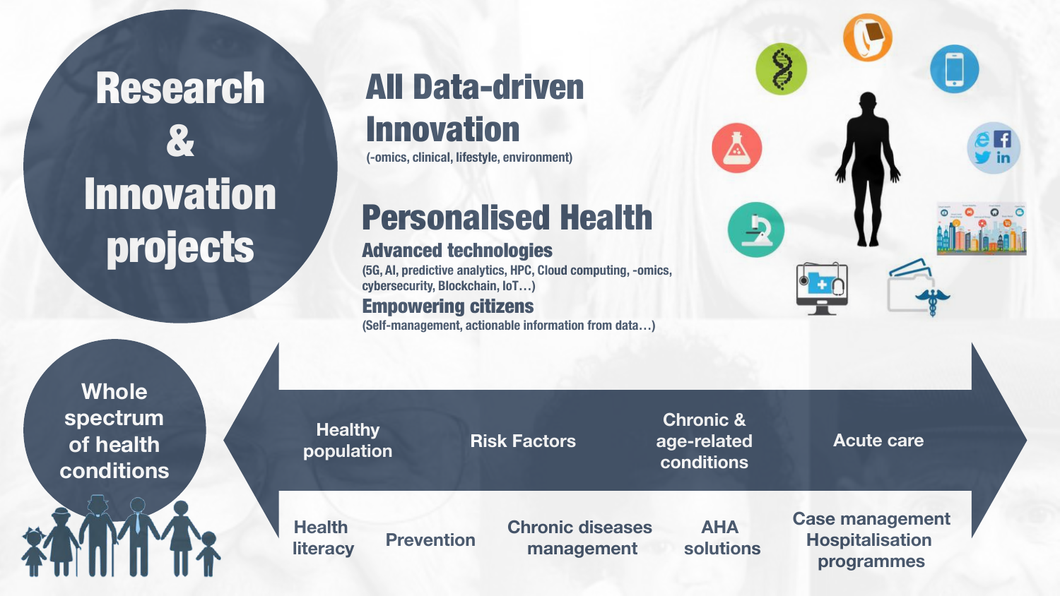# Research & Innovation projects

## All Data-driven Innovation

(-omics, clinical, lifestyle, environment)

## Personalised Health

### Advanced technologies

(5G, AI, predictive analytics, HPC, Cloud computing, -omics, cybersecurity, Blockchain, IoT…)

### Empowering citizens

(Self-management, actionable information from data…)

## Whole spectrum of health conditions

- Healthy population
- Risk Factors
- Chronic & age-related conditions
- Acute care

- Health literacy
- Prevention
- Chronic diseases management
- AHA solutions
- Case management Hospitalisation programmes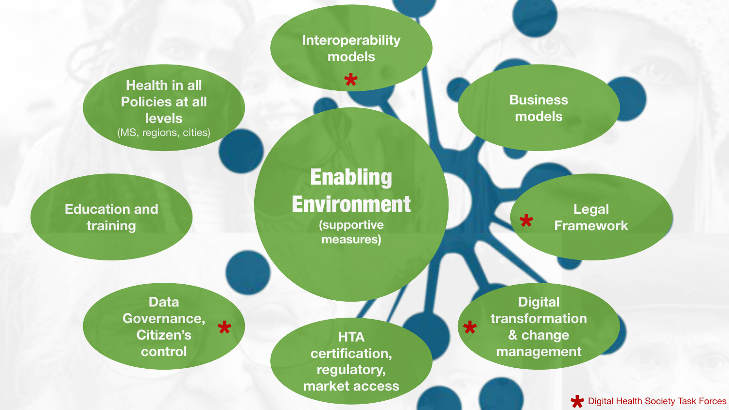# Enabling Environment

(supportive measures)

- Interoperability models *
- Business models
- Legal Framework *
- Digital transformation & change management *
- HTA certification, regulatory, market access
- Data Governance, Citizen's control *
- Education and training
- Health in all Policies at all levels (MS, regions, cities)

* Digital Health Society Task Forces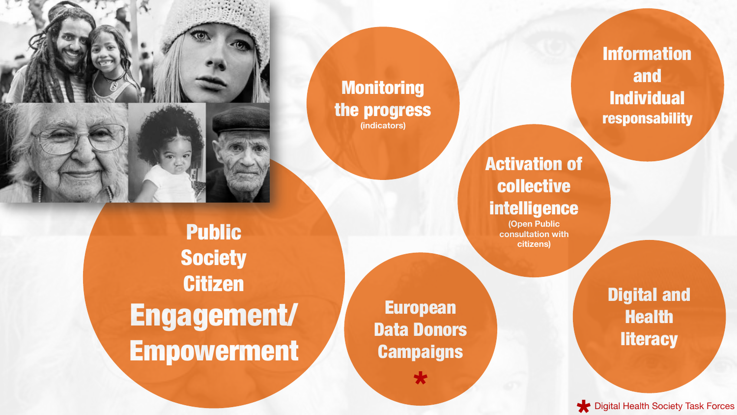# Public Society Citizen Engagement/ Empowerment

Monitoring the progress (indicators)

Information and Individual responsability

Activation of collective intelligence (Open Public consultation with citizens)

European Data Donors Campaigns *

Digital and Health literacy

* Digital Health Society Task Forces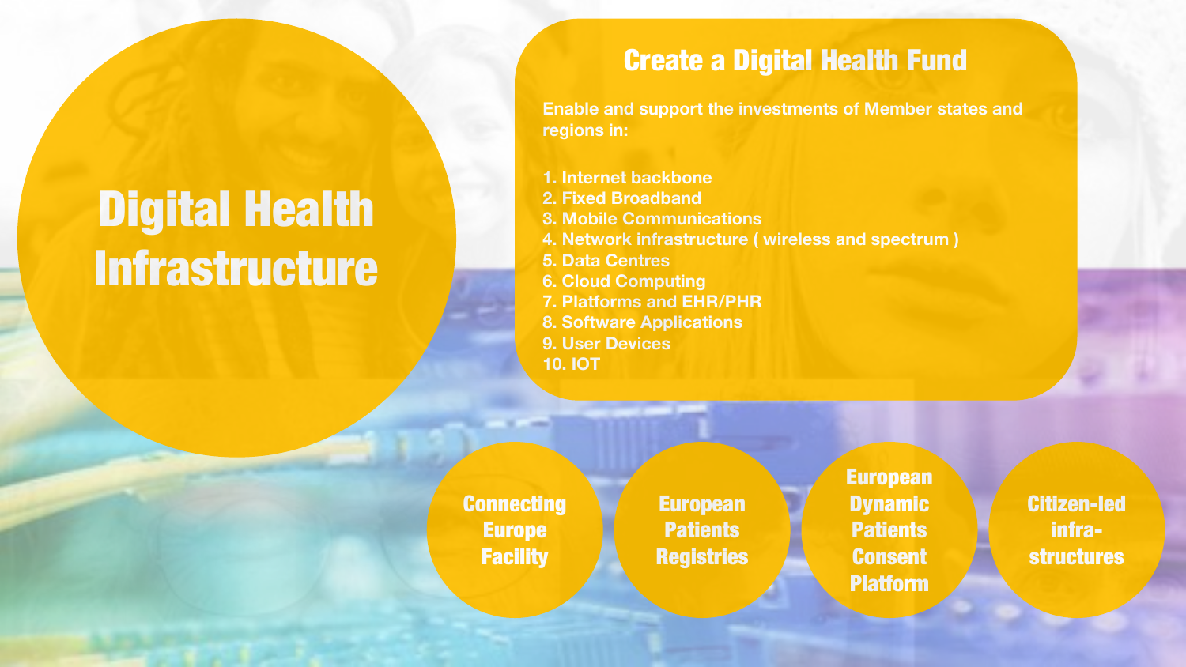# Digital Health Infrastructure

## Create a Digital Health Fund

Enable and support the investments of Member states and regions in:

1. Internet backbone
2. Fixed Broadband
3. Mobile Communications
4. Network infrastructure ( wireless and spectrum )
5. Data Centres
6. Cloud Computing
7. Platforms and EHR/PHR
8. Software Applications
9. User Devices
10. IOT

Connecting Europe Facility

European Patients Registries

European Dynamic Patients Consent Platform

Citizen-led infra-structures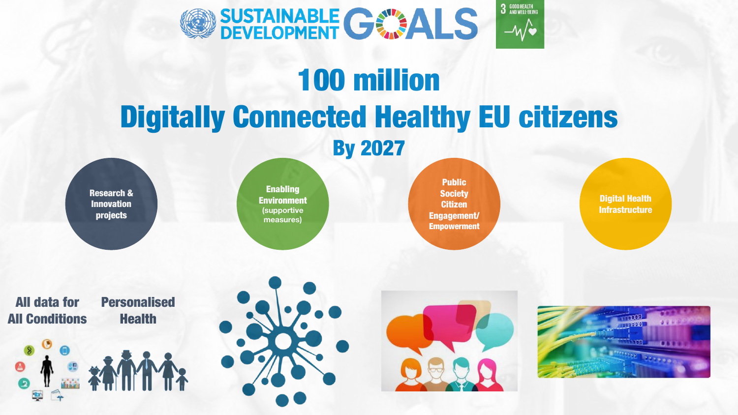SUSTAINABLE DEVELOPMENT GOALS

3 GOOD HEALTH AND WELL-BEING

# 100 million Digitally Connected Healthy EU citizens

## By 2027

**Research & Innovation projects**

**Enabling Environment** (supportive measures)

**Public Society Citizen Engagement/ Empowerment**

**Digital Health Infrastructure**

**All data for All Conditions**

**Personalised Health**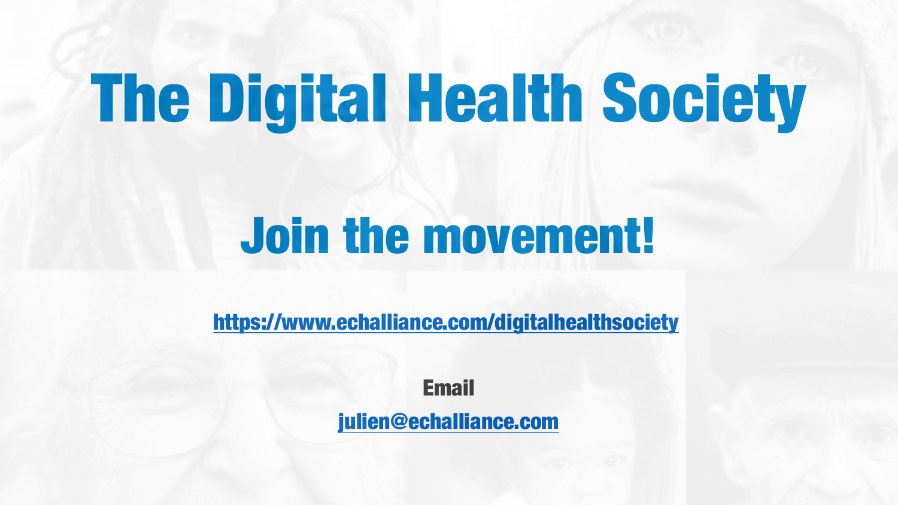# The Digital Health Society

## Join the movement!

[https://www.echalliance.com/digitalhealthsociety](https://www.echalliance.com/digitalhealthsociety)

**Email**

[julien@echalliance.com](mailto:julien@echalliance.com)